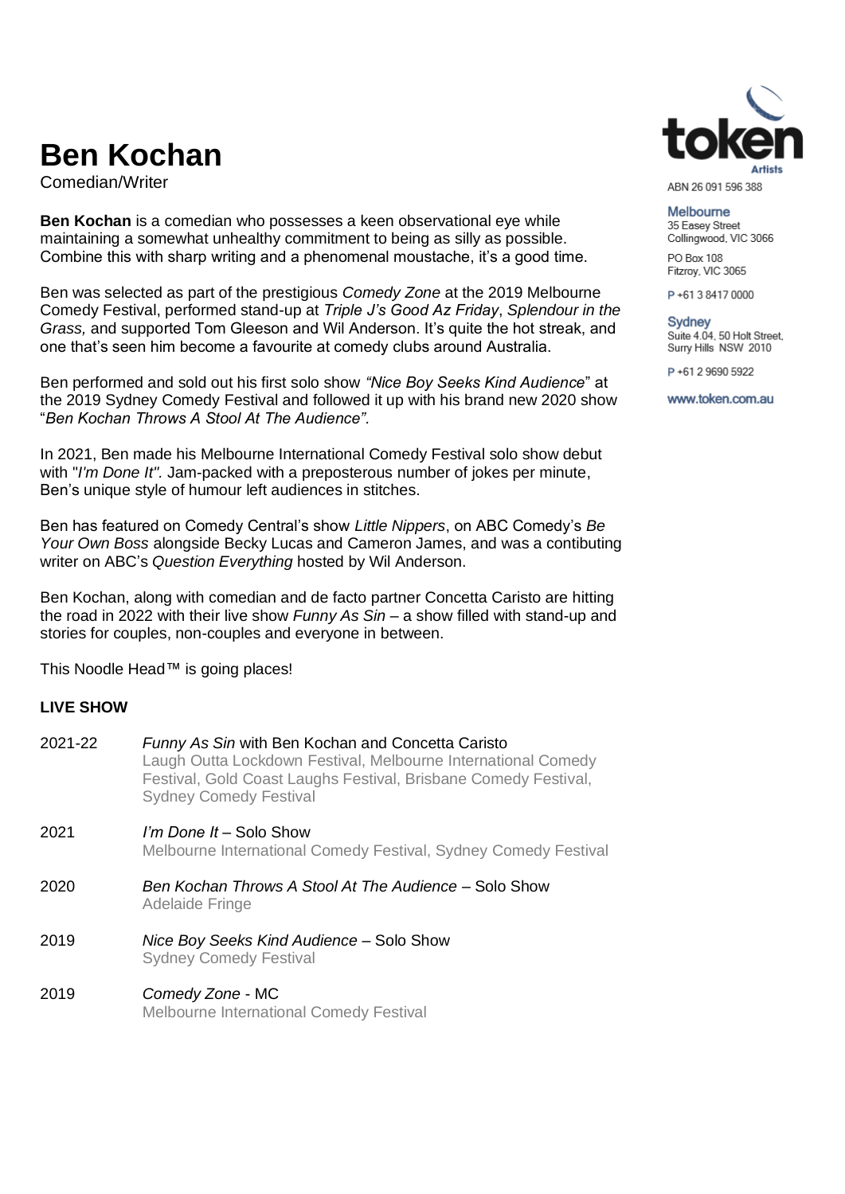# Ben Kochan

Comedian/Writer

ABN 26 091 596 388

**Melbourne**
35 Easey Street
Collingwood, VIC 3066

PO Box 108
Fitzroy, VIC 3065

P +61 3 8417 0000

**Sydney**
Suite 4.04, 50 Holt Street,
Surry Hills NSW 2010

P +61 2 9690 5922

www.token.com.au

**Ben Kochan** is a comedian who possesses a keen observational eye while maintaining a somewhat unhealthy commitment to being as silly as possible. Combine this with sharp writing and a phenomenal moustache, it's a good time.

Ben was selected as part of the prestigious *Comedy Zone* at the 2019 Melbourne Comedy Festival, performed stand-up at *Triple J's Good Az Friday*, *Splendour in the Grass,* and supported Tom Gleeson and Wil Anderson. It's quite the hot streak, and one that's seen him become a favourite at comedy clubs around Australia.

Ben performed and sold out his first solo show *"Nice Boy Seeks Kind Audience*" at the 2019 Sydney Comedy Festival and followed it up with his brand new 2020 show "*Ben Kochan Throws A Stool At The Audience".*

In 2021, Ben made his Melbourne International Comedy Festival solo show debut with "*I'm Done It".* Jam-packed with a preposterous number of jokes per minute, Ben's unique style of humour left audiences in stitches.

Ben has featured on Comedy Central's show *Little Nippers*, on ABC Comedy's *Be Your Own Boss* alongside Becky Lucas and Cameron James, and was a contibuting writer on ABC's *Question Everything* hosted by Wil Anderson.

Ben Kochan, along with comedian and de facto partner Concetta Caristo are hitting the road in 2022 with their live show *Funny As Sin* – a show filled with stand-up and stories for couples, non-couples and everyone in between.

This Noodle Head™ is going places!

**LIVE SHOW**

| | |
|---|---|
| 2021-22 | *Funny As Sin* with Ben Kochan and Concetta Caristo<br>Laugh Outta Lockdown Festival, Melbourne International Comedy Festival, Gold Coast Laughs Festival, Brisbane Comedy Festival, Sydney Comedy Festival |
| 2021 | *I'm Done It* – Solo Show<br>Melbourne International Comedy Festival, Sydney Comedy Festival |
| 2020 | *Ben Kochan Throws A Stool At The Audience* – Solo Show<br>Adelaide Fringe |
| 2019 | *Nice Boy Seeks Kind Audience* – Solo Show<br>Sydney Comedy Festival |
| 2019 | *Comedy Zone* - MC<br>Melbourne International Comedy Festival |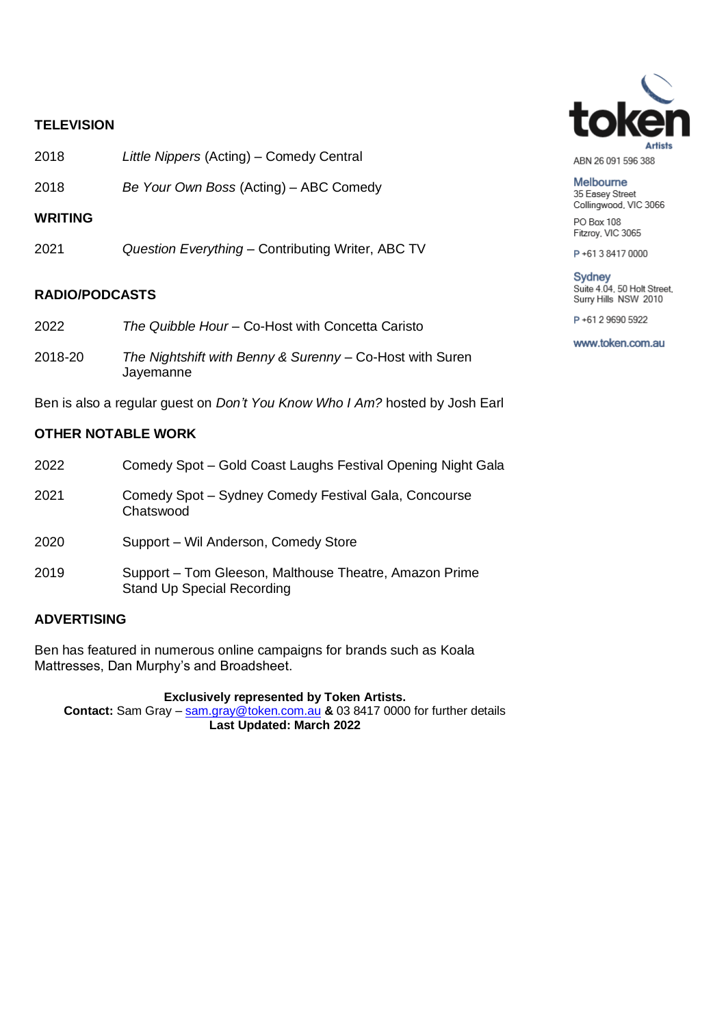## TELEVISION

| | |
|---|---|
| 2018 | *Little Nippers* (Acting) – Comedy Central |
| 2018 | *Be Your Own Boss* (Acting) – ABC Comedy |

## WRITING

| | |
|---|---|
| 2021 | *Question Everything* – Contributing Writer, ABC TV |

## RADIO/PODCASTS

| | |
|---|---|
| 2022 | *The Quibble Hour* – Co-Host with Concetta Caristo |
| 2018-20 | *The Nightshift with Benny & Surenny* – Co-Host with Suren Jayemanne |

Ben is also a regular guest on *Don't You Know Who I Am?* hosted by Josh Earl

## OTHER NOTABLE WORK

| | |
|---|---|
| 2022 | Comedy Spot – Gold Coast Laughs Festival Opening Night Gala |
| 2021 | Comedy Spot – Sydney Comedy Festival Gala, Concourse Chatswood |
| 2020 | Support – Wil Anderson, Comedy Store |
| 2019 | Support – Tom Gleeson, Malthouse Theatre, Amazon Prime Stand Up Special Recording |

## ADVERTISING

Ben has featured in numerous online campaigns for brands such as Koala Mattresses, Dan Murphy's and Broadsheet.

**Exclusively represented by Token Artists.**
**Contact:** Sam Gray – sam.gray@token.com.au **&** 03 8417 0000 for further details
**Last Updated: March 2022**

token Artists

ABN 26 091 596 388

**Melbourne**
35 Easey Street
Collingwood, VIC 3066

PO Box 108
Fitzroy, VIC 3065

P +61 3 8417 0000

**Sydney**
Suite 4.04, 50 Holt Street,
Surry Hills NSW 2010

P +61 2 9690 5922

www.token.com.au